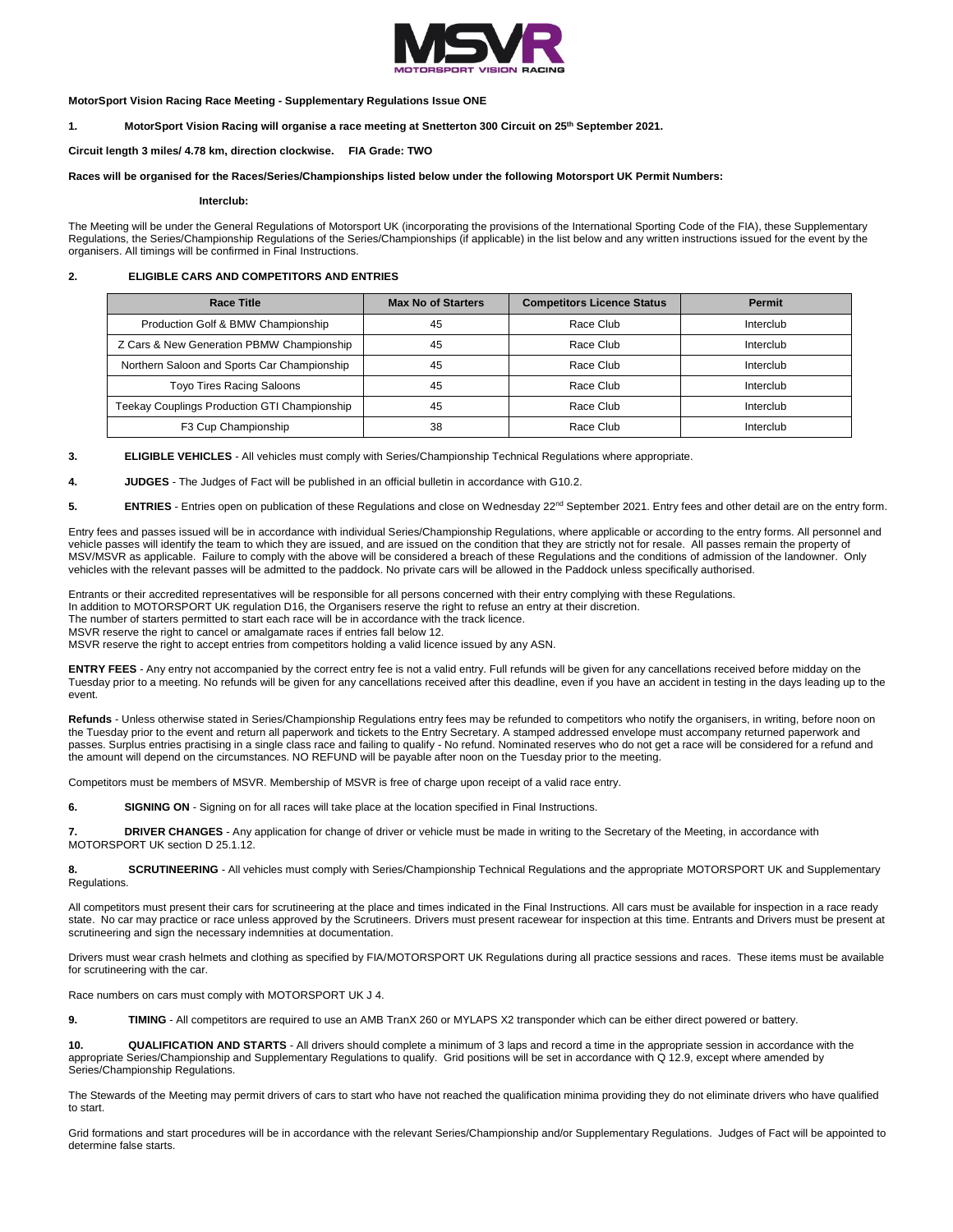**MotorSport Vision Racing Race Meeting - Supplementary Regulations Issue ONE**

**1. MotorSport Vision Racing will organise a race meeting at Snetterton 300 Circuit on 25th September 2021.**

**Circuit length 3 miles/ 4.78 km, direction clockwise. FIA Grade: TWO**

**Races will be organised for the Races/Series/Championships listed below under the following Motorsport UK Permit Numbers:**

**Interclub:**

The Meeting will be under the General Regulations of Motorsport UK (incorporating the provisions of the International Sporting Code of the FIA), these Supplementary Regulations, the Series/Championship Regulations of the Series/Championships (if applicable) in the list below and any written instructions issued for the event by the organisers. All timings will be confirmed in Final Instructions.

**2. ELIGIBLE CARS AND COMPETITORS AND ENTRIES**

| Race Title | Max No of Starters | Competitors Licence Status | Permit |
|---|---|---|---|
| Production Golf & BMW Championship | 45 | Race Club | Interclub |
| Z Cars & New Generation PBMW Championship | 45 | Race Club | Interclub |
| Northern Saloon and Sports Car Championship | 45 | Race Club | Interclub |
| Toyo Tires Racing Saloons | 45 | Race Club | Interclub |
| Teekay Couplings Production GTI Championship | 45 | Race Club | Interclub |
| F3 Cup Championship | 38 | Race Club | Interclub |

**3. ELIGIBLE VEHICLES** - All vehicles must comply with Series/Championship Technical Regulations where appropriate.

**4. JUDGES** - The Judges of Fact will be published in an official bulletin in accordance with G10.2.

**5. ENTRIES** - Entries open on publication of these Regulations and close on Wednesday 22nd September 2021. Entry fees and other detail are on the entry form.

Entry fees and passes issued will be in accordance with individual Series/Championship Regulations, where applicable or according to the entry forms. All personnel and vehicle passes will identify the team to which they are issued, and are issued on the condition that they are strictly not for resale. All passes remain the property of MSV/MSVR as applicable. Failure to comply with the above will be considered a breach of these Regulations and the conditions of admission of the landowner. Only vehicles with the relevant passes will be admitted to the paddock. No private cars will be allowed in the Paddock unless specifically authorised.

Entrants or their accredited representatives will be responsible for all persons concerned with their entry complying with these Regulations.
In addition to MOTORSPORT UK regulation D16, the Organisers reserve the right to refuse an entry at their discretion.
The number of starters permitted to start each race will be in accordance with the track licence.
MSVR reserve the right to cancel or amalgamate races if entries fall below 12.
MSVR reserve the right to accept entries from competitors holding a valid licence issued by any ASN.

**ENTRY FEES** - Any entry not accompanied by the correct entry fee is not a valid entry. Full refunds will be given for any cancellations received before midday on the Tuesday prior to a meeting. No refunds will be given for any cancellations received after this deadline, even if you have an accident in testing in the days leading up to the event.

**Refunds** - Unless otherwise stated in Series/Championship Regulations entry fees may be refunded to competitors who notify the organisers, in writing, before noon on the Tuesday prior to the event and return all paperwork and tickets to the Entry Secretary. A stamped addressed envelope must accompany returned paperwork and passes. Surplus entries practising in a single class race and failing to qualify - No refund. Nominated reserves who do not get a race will be considered for a refund and the amount will depend on the circumstances. NO REFUND will be payable after noon on the Tuesday prior to the meeting.

Competitors must be members of MSVR. Membership of MSVR is free of charge upon receipt of a valid race entry.

**6. SIGNING ON** - Signing on for all races will take place at the location specified in Final Instructions.

**7. DRIVER CHANGES** - Any application for change of driver or vehicle must be made in writing to the Secretary of the Meeting, in accordance with MOTORSPORT UK section D 25.1.12.

**8. SCRUTINEERING** - All vehicles must comply with Series/Championship Technical Regulations and the appropriate MOTORSPORT UK and Supplementary Regulations.

All competitors must present their cars for scrutineering at the place and times indicated in the Final Instructions. All cars must be available for inspection in a race ready state. No car may practice or race unless approved by the Scrutineers. Drivers must present racewear for inspection at this time. Entrants and Drivers must be present at scrutineering and sign the necessary indemnities at documentation.

Drivers must wear crash helmets and clothing as specified by FIA/MOTORSPORT UK Regulations during all practice sessions and races. These items must be available for scrutineering with the car.

Race numbers on cars must comply with MOTORSPORT UK J 4.

**9. TIMING** - All competitors are required to use an AMB TranX 260 or MYLAPS X2 transponder which can be either direct powered or battery.

**10. QUALIFICATION AND STARTS** - All drivers should complete a minimum of 3 laps and record a time in the appropriate session in accordance with the appropriate Series/Championship and Supplementary Regulations to qualify. Grid positions will be set in accordance with Q 12.9, except where amended by Series/Championship Regulations.

The Stewards of the Meeting may permit drivers of cars to start who have not reached the qualification minima providing they do not eliminate drivers who have qualified to start.

Grid formations and start procedures will be in accordance with the relevant Series/Championship and/or Supplementary Regulations. Judges of Fact will be appointed to determine false starts.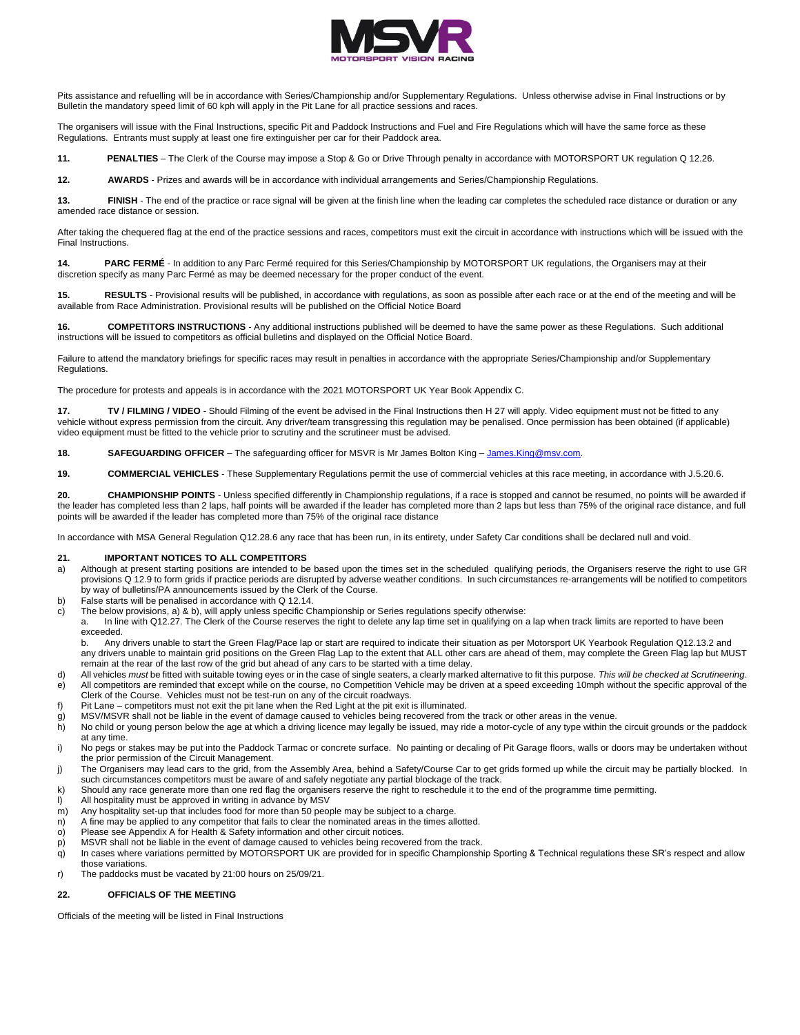Pits assistance and refuelling will be in accordance with Series/Championship and/or Supplementary Regulations. Unless otherwise advise in Final Instructions or by Bulletin the mandatory speed limit of 60 kph will apply in the Pit Lane for all practice sessions and races.

The organisers will issue with the Final Instructions, specific Pit and Paddock Instructions and Fuel and Fire Regulations which will have the same force as these Regulations. Entrants must supply at least one fire extinguisher per car for their Paddock area.

**11. PENALTIES** – The Clerk of the Course may impose a Stop & Go or Drive Through penalty in accordance with MOTORSPORT UK regulation Q 12.26.

**12. AWARDS** - Prizes and awards will be in accordance with individual arrangements and Series/Championship Regulations.

**13. FINISH** - The end of the practice or race signal will be given at the finish line when the leading car completes the scheduled race distance or duration or any amended race distance or session.

After taking the chequered flag at the end of the practice sessions and races, competitors must exit the circuit in accordance with instructions which will be issued with the Final Instructions.

**14. PARC FERMÉ** - In addition to any Parc Fermé required for this Series/Championship by MOTORSPORT UK regulations, the Organisers may at their discretion specify as many Parc Fermé as may be deemed necessary for the proper conduct of the event.

**15. RESULTS** - Provisional results will be published, in accordance with regulations, as soon as possible after each race or at the end of the meeting and will be available from Race Administration. Provisional results will be published on the Official Notice Board

**16. COMPETITORS INSTRUCTIONS** - Any additional instructions published will be deemed to have the same power as these Regulations. Such additional instructions will be issued to competitors as official bulletins and displayed on the Official Notice Board.

Failure to attend the mandatory briefings for specific races may result in penalties in accordance with the appropriate Series/Championship and/or Supplementary Regulations.

The procedure for protests and appeals is in accordance with the 2021 MOTORSPORT UK Year Book Appendix C.

**17. TV / FILMING / VIDEO** - Should Filming of the event be advised in the Final Instructions then H 27 will apply. Video equipment must not be fitted to any vehicle without express permission from the circuit. Any driver/team transgressing this regulation may be penalised. Once permission has been obtained (if applicable) video equipment must be fitted to the vehicle prior to scrutiny and the scrutineer must be advised.

**18. SAFEGUARDING OFFICER** – The safeguarding officer for MSVR is Mr James Bolton King – James.King@msv.com.

**19. COMMERCIAL VEHICLES** - These Supplementary Regulations permit the use of commercial vehicles at this race meeting, in accordance with J.5.20.6.

**20. CHAMPIONSHIP POINTS** - Unless specified differently in Championship regulations, if a race is stopped and cannot be resumed, no points will be awarded if the leader has completed less than 2 laps, half points will be awarded if the leader has completed more than 2 laps but less than 75% of the original race distance, and full points will be awarded if the leader has completed more than 75% of the original race distance

In accordance with MSA General Regulation Q12.28.6 any race that has been run, in its entirety, under Safety Car conditions shall be declared null and void.

**21. IMPORTANT NOTICES TO ALL COMPETITORS**

a) Although at present starting positions are intended to be based upon the times set in the scheduled qualifying periods, the Organisers reserve the right to use GR provisions Q 12.9 to form grids if practice periods are disrupted by adverse weather conditions. In such circumstances re-arrangements will be notified to competitors by way of bulletins/PA announcements issued by the Clerk of the Course.
b) False starts will be penalised in accordance with Q 12.14.
c) The below provisions, a) & b), will apply unless specific Championship or Series regulations specify otherwise:
   a. In line with Q12.27. The Clerk of the Course reserves the right to delete any lap time set in qualifying on a lap when track limits are reported to have been exceeded.
   b. Any drivers unable to start the Green Flag/Pace lap or start are required to indicate their situation as per Motorsport UK Yearbook Regulation Q12.13.2 and any drivers unable to maintain grid positions on the Green Flag Lap to the extent that ALL other cars are ahead of them, may complete the Green Flag lap but MUST remain at the rear of the last row of the grid but ahead of any cars to be started with a time delay.
d) All vehicles *must* be fitted with suitable towing eyes or in the case of single seaters, a clearly marked alternative to fit this purpose. *This will be checked at Scrutineering*.
e) All competitors are reminded that except while on the course, no Competition Vehicle may be driven at a speed exceeding 10mph without the specific approval of the Clerk of the Course. Vehicles must not be test-run on any of the circuit roadways.
f) Pit Lane – competitors must not exit the pit lane when the Red Light at the pit exit is illuminated.
g) MSV/MSVR shall not be liable in the event of damage caused to vehicles being recovered from the track or other areas in the venue.
h) No child or young person below the age at which a driving licence may legally be issued, may ride a motor-cycle of any type within the circuit grounds or the paddock at any time.
i) No pegs or stakes may be put into the Paddock Tarmac or concrete surface. No painting or decaling of Pit Garage floors, walls or doors may be undertaken without the prior permission of the Circuit Management.
j) The Organisers may lead cars to the grid, from the Assembly Area, behind a Safety/Course Car to get grids formed up while the circuit may be partially blocked. In such circumstances competitors must be aware of and safely negotiate any partial blockage of the track.
k) Should any race generate more than one red flag the organisers reserve the right to reschedule it to the end of the programme time permitting.
l) All hospitality must be approved in writing in advance by MSV
m) Any hospitality set-up that includes food for more than 50 people may be subject to a charge.
n) A fine may be applied to any competitor that fails to clear the nominated areas in the times allotted.
o) Please see Appendix A for Health & Safety information and other circuit notices.
p) MSVR shall not be liable in the event of damage caused to vehicles being recovered from the track.
q) In cases where variations permitted by MOTORSPORT UK are provided for in specific Championship Sporting & Technical regulations these SR's respect and allow those variations.
r) The paddocks must be vacated by 21:00 hours on 25/09/21.

**22. OFFICIALS OF THE MEETING**

Officials of the meeting will be listed in Final Instructions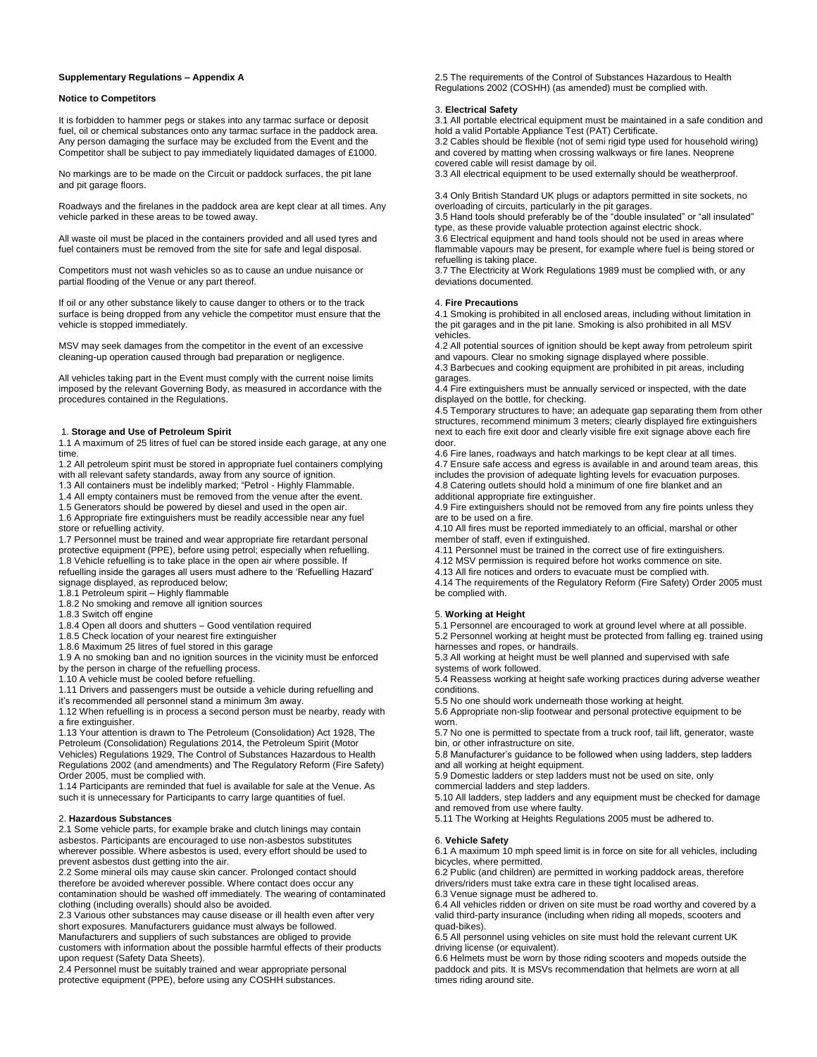**Supplementary Regulations – Appendix A**

**Notice to Competitors**

It is forbidden to hammer pegs or stakes into any tarmac surface or deposit fuel, oil or chemical substances onto any tarmac surface in the paddock area. Any person damaging the surface may be excluded from the Event and the Competitor shall be subject to pay immediately liquidated damages of £1000.

No markings are to be made on the Circuit or paddock surfaces, the pit lane and pit garage floors.

Roadways and the firelanes in the paddock area are kept clear at all times. Any vehicle parked in these areas to be towed away.

All waste oil must be placed in the containers provided and all used tyres and fuel containers must be removed from the site for safe and legal disposal.

Competitors must not wash vehicles so as to cause an undue nuisance or partial flooding of the Venue or any part thereof.

If oil or any other substance likely to cause danger to others or to the track surface is being dropped from any vehicle the competitor must ensure that the vehicle is stopped immediately.

MSV may seek damages from the competitor in the event of an excessive cleaning-up operation caused through bad preparation or negligence.

All vehicles taking part in the Event must comply with the current noise limits imposed by the relevant Governing Body, as measured in accordance with the procedures contained in the Regulations.

1. **Storage and Use of Petroleum Spirit**

1.1 A maximum of 25 litres of fuel can be stored inside each garage, at any one time.
1.2 All petroleum spirit must be stored in appropriate fuel containers complying with all relevant safety standards, away from any source of ignition.
1.3 All containers must be indelibly marked; "Petrol - Highly Flammable.
1.4 All empty containers must be removed from the venue after the event.
1.5 Generators should be powered by diesel and used in the open air.
1.6 Appropriate fire extinguishers must be readily accessible near any fuel store or refuelling activity.
1.7 Personnel must be trained and wear appropriate fire retardant personal protective equipment (PPE), before using petrol; especially when refuelling.
1.8 Vehicle refuelling is to take place in the open air where possible. If refuelling inside the garages all users must adhere to the 'Refuelling Hazard' signage displayed, as reproduced below;
1.8.1 Petroleum spirit – Highly flammable
1.8.2 No smoking and remove all ignition sources
1.8.3 Switch off engine
1.8.4 Open all doors and shutters – Good ventilation required
1.8.5 Check location of your nearest fire extinguisher
1.8.6 Maximum 25 litres of fuel stored in this garage
1.9 A no smoking ban and no ignition sources in the vicinity must be enforced by the person in charge of the refuelling process.
1.10 A vehicle must be cooled before refuelling.
1.11 Drivers and passengers must be outside a vehicle during refuelling and it's recommended all personnel stand a minimum 3m away.
1.12 When refuelling is in process a second person must be nearby, ready with a fire extinguisher.
1.13 Your attention is drawn to The Petroleum (Consolidation) Act 1928, The Petroleum (Consolidation) Regulations 2014, the Petroleum Spirit (Motor Vehicles) Regulations 1929, The Control of Substances Hazardous to Health Regulations 2002 (and amendments) and The Regulatory Reform (Fire Safety) Order 2005, must be complied with.
1.14 Participants are reminded that fuel is available for sale at the Venue. As such it is unnecessary for Participants to carry large quantities of fuel.

2. **Hazardous Substances**

2.1 Some vehicle parts, for example brake and clutch linings may contain asbestos. Participants are encouraged to use non-asbestos substitutes wherever possible. Where asbestos is used, every effort should be used to prevent asbestos dust getting into the air.
2.2 Some mineral oils may cause skin cancer. Prolonged contact should therefore be avoided wherever possible. Where contact does occur any contamination should be washed off immediately. The wearing of contaminated clothing (including overalls) should also be avoided.
2.3 Various other substances may cause disease or ill health even after very short exposures. Manufacturers guidance must always be followed. Manufacturers and suppliers of such substances are obliged to provide customers with information about the possible harmful effects of their products upon request (Safety Data Sheets).
2.4 Personnel must be suitably trained and wear appropriate personal protective equipment (PPE), before using any COSHH substances.
2.5 The requirements of the Control of Substances Hazardous to Health Regulations 2002 (COSHH) (as amended) must be complied with.

3. **Electrical Safety**

3.1 All portable electrical equipment must be maintained in a safe condition and hold a valid Portable Appliance Test (PAT) Certificate.
3.2 Cables should be flexible (not of semi rigid type used for household wiring) and covered by matting when crossing walkways or fire lanes. Neoprene covered cable will resist damage by oil.
3.3 All electrical equipment to be used externally should be weatherproof.

3.4 Only British Standard UK plugs or adaptors permitted in site sockets, no overloading of circuits, particularly in the pit garages.
3.5 Hand tools should preferably be of the "double insulated" or "all insulated" type, as these provide valuable protection against electric shock.
3.6 Electrical equipment and hand tools should not be used in areas where flammable vapours may be present, for example where fuel is being stored or refuelling is taking place.
3.7 The Electricity at Work Regulations 1989 must be complied with, or any deviations documented.

4. **Fire Precautions**

4.1 Smoking is prohibited in all enclosed areas, including without limitation in the pit garages and in the pit lane. Smoking is also prohibited in all MSV vehicles.
4.2 All potential sources of ignition should be kept away from petroleum spirit and vapours. Clear no smoking signage displayed where possible.
4.3 Barbecues and cooking equipment are prohibited in pit areas, including garages.
4.4 Fire extinguishers must be annually serviced or inspected, with the date displayed on the bottle, for checking.
4.5 Temporary structures to have; an adequate gap separating them from other structures, recommend minimum 3 meters; clearly displayed fire extinguishers next to each fire exit door and clearly visible fire exit signage above each fire door.
4.6 Fire lanes, roadways and hatch markings to be kept clear at all times.
4.7 Ensure safe access and egress is available in and around team areas, this includes the provision of adequate lighting levels for evacuation purposes.
4.8 Catering outlets should hold a minimum of one fire blanket and an additional appropriate fire extinguisher.
4.9 Fire extinguishers should not be removed from any fire points unless they are to be used on a fire.
4.10 All fires must be reported immediately to an official, marshal or other member of staff, even if extinguished.
4.11 Personnel must be trained in the correct use of fire extinguishers.
4.12 MSV permission is required before hot works commence on site.
4.13 All fire notices and orders to evacuate must be complied with.
4.14 The requirements of the Regulatory Reform (Fire Safety) Order 2005 must be complied with.

5. **Working at Height**

5.1 Personnel are encouraged to work at ground level where at all possible.
5.2 Personnel working at height must be protected from falling eg. trained using harnesses and ropes, or handrails.
5.3 All working at height must be well planned and supervised with safe systems of work followed.
5.4 Reassess working at height safe working practices during adverse weather conditions.
5.5 No one should work underneath those working at height.
5.6 Appropriate non-slip footwear and personal protective equipment to be worn.
5.7 No one is permitted to spectate from a truck roof, tail lift, generator, waste bin, or other infrastructure on site.
5.8 Manufacturer's guidance to be followed when using ladders, step ladders and all working at height equipment.
5.9 Domestic ladders or step ladders must not be used on site, only commercial ladders and step ladders.
5.10 All ladders, step ladders and any equipment must be checked for damage and removed from use where faulty.
5.11 The Working at Heights Regulations 2005 must be adhered to.

6. **Vehicle Safety**

6.1 A maximum 10 mph speed limit is in force on site for all vehicles, including bicycles, where permitted.
6.2 Public (and children) are permitted in working paddock areas, therefore drivers/riders must take extra care in these tight localised areas.
6.3 Venue signage must be adhered to.
6.4 All vehicles ridden or driven on site must be road worthy and covered by a valid third-party insurance (including when riding all mopeds, scooters and quad-bikes).
6.5 All personnel using vehicles on site must hold the relevant current UK driving license (or equivalent).
6.6 Helmets must be worn by those riding scooters and mopeds outside the paddock and pits. It is MSVs recommendation that helmets are worn at all times riding around site.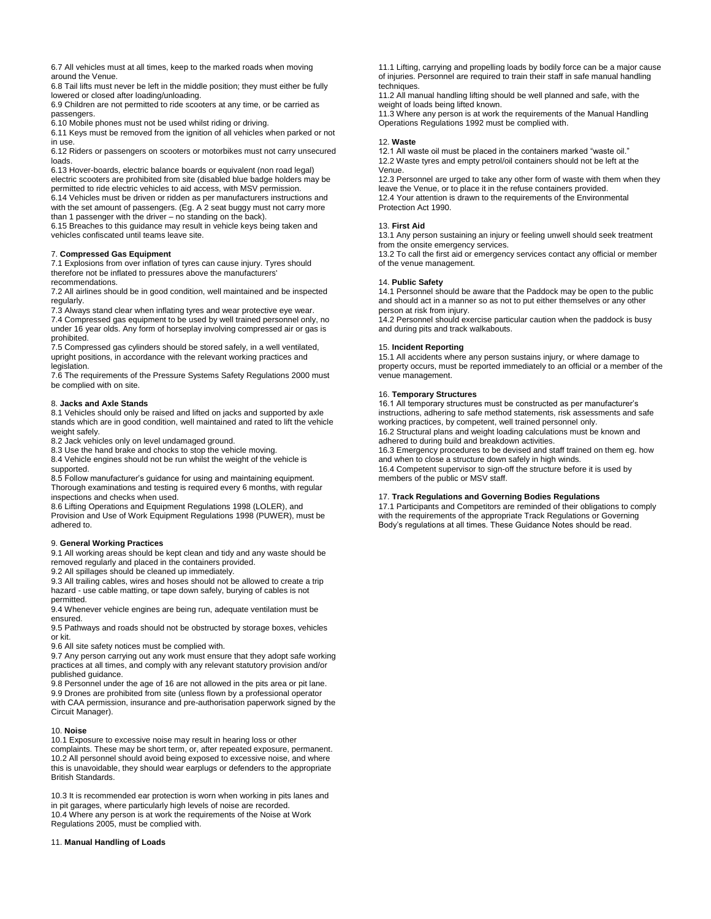6.7 All vehicles must at all times, keep to the marked roads when moving around the Venue.
6.8 Tail lifts must never be left in the middle position; they must either be fully lowered or closed after loading/unloading.
6.9 Children are not permitted to ride scooters at any time, or be carried as passengers.
6.10 Mobile phones must not be used whilst riding or driving.
6.11 Keys must be removed from the ignition of all vehicles when parked or not in use.
6.12 Riders or passengers on scooters or motorbikes must not carry unsecured loads.
6.13 Hover-boards, electric balance boards or equivalent (non road legal) electric scooters are prohibited from site (disabled blue badge holders may be permitted to ride electric vehicles to aid access, with MSV permission.
6.14 Vehicles must be driven or ridden as per manufacturers instructions and with the set amount of passengers. (Eg. A 2 seat buggy must not carry more than 1 passenger with the driver – no standing on the back).
6.15 Breaches to this guidance may result in vehicle keys being taken and vehicles confiscated until teams leave site.

7. **Compressed Gas Equipment**
7.1 Explosions from over inflation of tyres can cause injury. Tyres should therefore not be inflated to pressures above the manufacturers' recommendations.
7.2 All airlines should be in good condition, well maintained and be inspected regularly.
7.3 Always stand clear when inflating tyres and wear protective eye wear.
7.4 Compressed gas equipment to be used by well trained personnel only, no under 16 year olds. Any form of horseplay involving compressed air or gas is prohibited.
7.5 Compressed gas cylinders should be stored safely, in a well ventilated, upright positions, in accordance with the relevant working practices and legislation.
7.6 The requirements of the Pressure Systems Safety Regulations 2000 must be complied with on site.

8. **Jacks and Axle Stands**
8.1 Vehicles should only be raised and lifted on jacks and supported by axle stands which are in good condition, well maintained and rated to lift the vehicle weight safely.
8.2 Jack vehicles only on level undamaged ground.
8.3 Use the hand brake and chocks to stop the vehicle moving.
8.4 Vehicle engines should not be run whilst the weight of the vehicle is supported.
8.5 Follow manufacturer's guidance for using and maintaining equipment. Thorough examinations and testing is required every 6 months, with regular inspections and checks when used.
8.6 Lifting Operations and Equipment Regulations 1998 (LOLER), and Provision and Use of Work Equipment Regulations 1998 (PUWER), must be adhered to.

9. **General Working Practices**
9.1 All working areas should be kept clean and tidy and any waste should be removed regularly and placed in the containers provided.
9.2 All spillages should be cleaned up immediately.
9.3 All trailing cables, wires and hoses should not be allowed to create a trip hazard - use cable matting, or tape down safely, burying of cables is not permitted.
9.4 Whenever vehicle engines are being run, adequate ventilation must be ensured.
9.5 Pathways and roads should not be obstructed by storage boxes, vehicles or kit.
9.6 All site safety notices must be complied with.
9.7 Any person carrying out any work must ensure that they adopt safe working practices at all times, and comply with any relevant statutory provision and/or published guidance.
9.8 Personnel under the age of 16 are not allowed in the pits area or pit lane.
9.9 Drones are prohibited from site (unless flown by a professional operator with CAA permission, insurance and pre-authorisation paperwork signed by the Circuit Manager).

10. **Noise**
10.1 Exposure to excessive noise may result in hearing loss or other complaints. These may be short term, or, after repeated exposure, permanent.
10.2 All personnel should avoid being exposed to excessive noise, and where this is unavoidable, they should wear earplugs or defenders to the appropriate British Standards.

10.3 It is recommended ear protection is worn when working in pits lanes and in pit garages, where particularly high levels of noise are recorded.
10.4 Where any person is at work the requirements of the Noise at Work Regulations 2005, must be complied with.

11. **Manual Handling of Loads**
11.1 Lifting, carrying and propelling loads by bodily force can be a major cause of injuries. Personnel are required to train their staff in safe manual handling techniques.
11.2 All manual handling lifting should be well planned and safe, with the weight of loads being lifted known.
11.3 Where any person is at work the requirements of the Manual Handling Operations Regulations 1992 must be complied with.

12. **Waste**
12.1 All waste oil must be placed in the containers marked "waste oil."
12.2 Waste tyres and empty petrol/oil containers should not be left at the Venue.
12.3 Personnel are urged to take any other form of waste with them when they leave the Venue, or to place it in the refuse containers provided.
12.4 Your attention is drawn to the requirements of the Environmental Protection Act 1990.

13. **First Aid**
13.1 Any person sustaining an injury or feeling unwell should seek treatment from the onsite emergency services.
13.2 To call the first aid or emergency services contact any official or member of the venue management.

14. **Public Safety**
14.1 Personnel should be aware that the Paddock may be open to the public and should act in a manner so as not to put either themselves or any other person at risk from injury.
14.2 Personnel should exercise particular caution when the paddock is busy and during pits and track walkabouts.

15. **Incident Reporting**
15.1 All accidents where any person sustains injury, or where damage to property occurs, must be reported immediately to an official or a member of the venue management.

16. **Temporary Structures**
16.1 All temporary structures must be constructed as per manufacturer's instructions, adhering to safe method statements, risk assessments and safe working practices, by competent, well trained personnel only.
16.2 Structural plans and weight loading calculations must be known and adhered to during build and breakdown activities.
16.3 Emergency procedures to be devised and staff trained on them eg. how and when to close a structure down safely in high winds.
16.4 Competent supervisor to sign-off the structure before it is used by members of the public or MSV staff.

17. **Track Regulations and Governing Bodies Regulations**
17.1 Participants and Competitors are reminded of their obligations to comply with the requirements of the appropriate Track Regulations or Governing Body's regulations at all times. These Guidance Notes should be read.